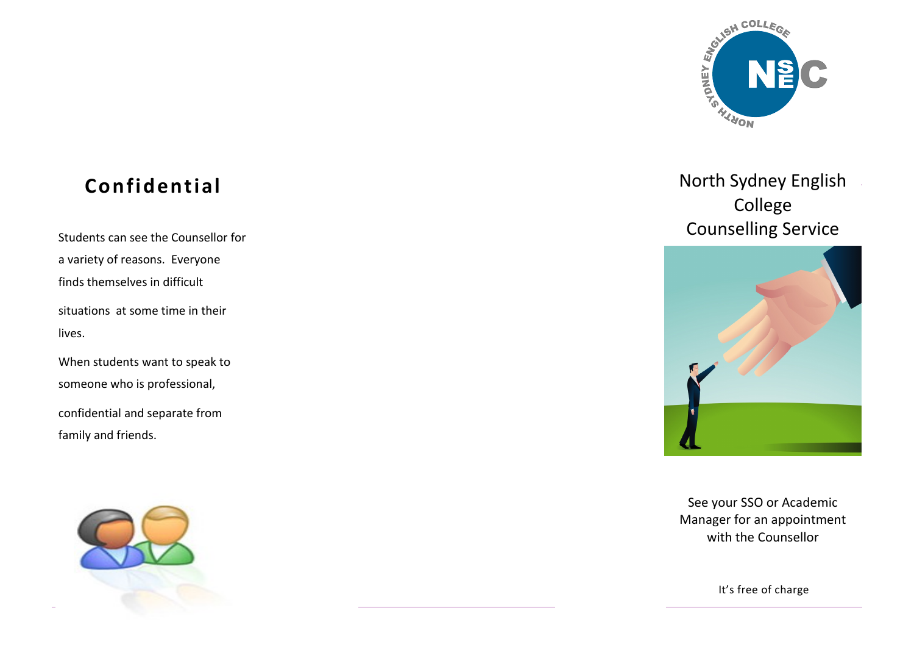## Confidential

Students can see the Counsellor for a variety of reasons. Everyone finds themselves in difficult situations at some time in their lives.

When students want to speak to someone who is professional, confidential and separate from family and friends.

# North Sydney English College Counselling Service

See your SSO or Academic Manager for an appointment with the Counsellor

It's free of charge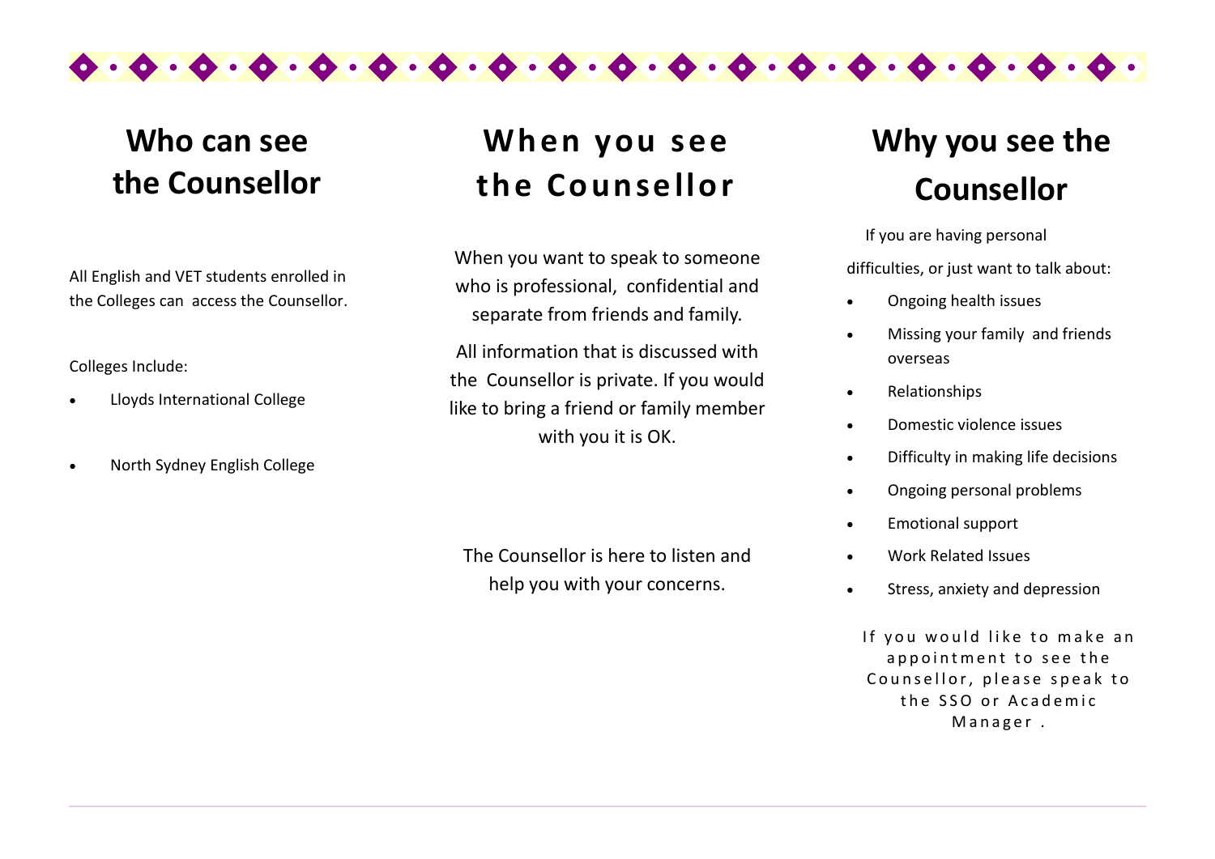## Who can see the Counsellor

All English and VET students enrolled in the Colleges can access the Counsellor.

Colleges Include:

- Lloyds International College
- North Sydney English College

## When you see the Counsellor

When you want to speak to someone who is professional, confidential and separate from friends and family.

All information that is discussed with the Counsellor is private. If you would like to bring a friend or family member with you it is OK.

The Counsellor is here to listen and help you with your concerns.

## Why you see the Counsellor

If you are having personal difficulties, or just want to talk about:

- Ongoing health issues
- Missing your family and friends overseas
- Relationships
- Domestic violence issues
- Difficulty in making life decisions
- Ongoing personal problems
- Emotional support
- Work Related Issues
- Stress, anxiety and depression

If you would like to make an appointment to see the Counsellor, please speak to the SSO or Academic Manager .